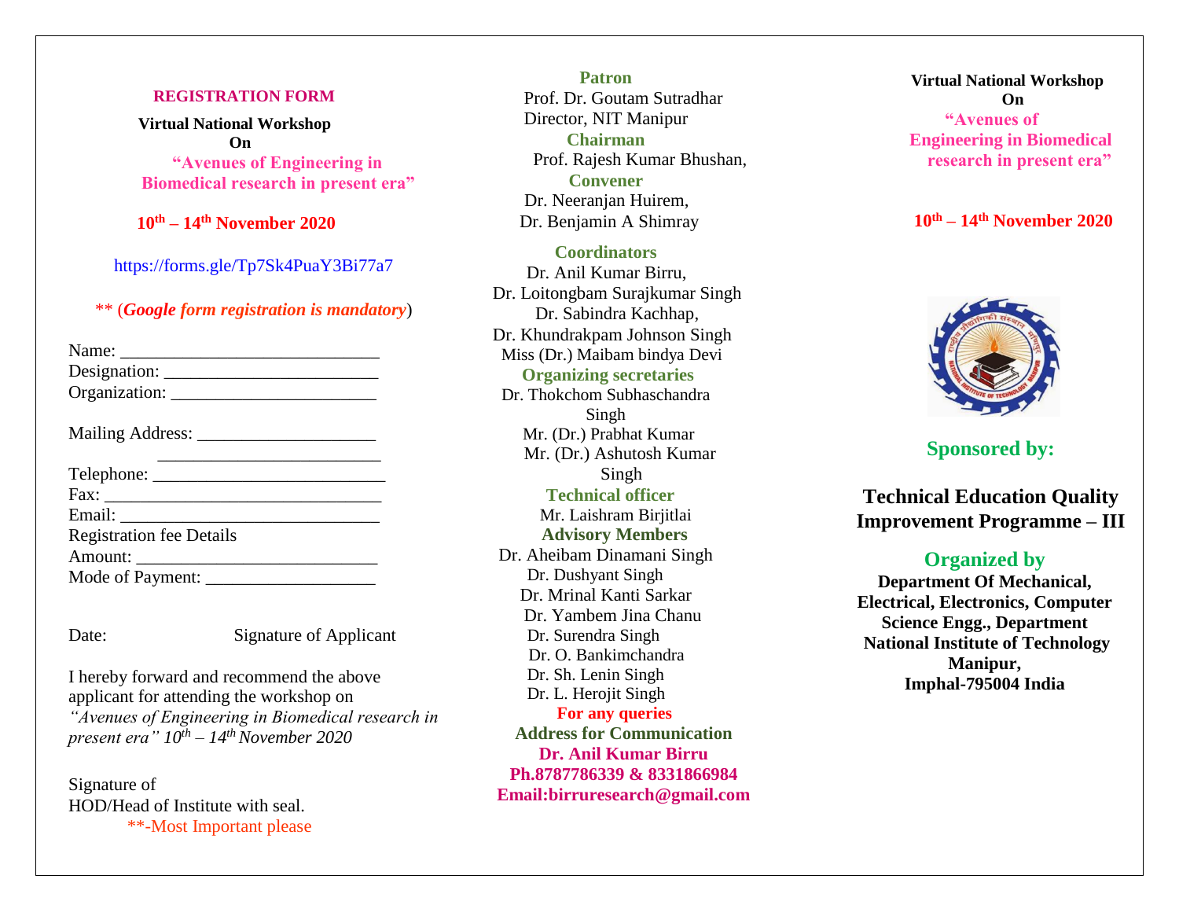## REGISTRATION FORM

**Virtual National Workshop**
**On**
**"Avenues of Engineering in Biomedical research in present era"**

**10th – 14th November 2020**

https://forms.gle/Tp7Sk4PuaY3Bi77a7

** (***Google form registration is mandatory***)

Name: ____________________________
Designation: ________________________
Organization: _______________________

Mailing Address: ____________________
________________________
Telephone: __________________________
Fax: _______________________________
Email: _____________________________
Registration fee Details
Amount: ___________________________
Mode of Payment: ___________________

Date: Signature of Applicant

I hereby forward and recommend the above applicant for attending the workshop on *"Avenues of Engineering in Biomedical research in present era" 10th – 14th November 2020*

Signature of
HOD/Head of Institute with seal.
**-Most Important please

**Patron**
Prof. Dr. Goutam Sutradhar
Director, NIT Manipur

**Chairman**
Prof. Rajesh Kumar Bhushan,

**Convener**
Dr. Neeranjan Huirem,
Dr. Benjamin A Shimray

**Coordinators**
Dr. Anil Kumar Birru,
Dr. Loitongbam Surajkumar Singh
Dr. Sabindra Kachhap,
Dr. Khundrakpam Johnson Singh
Miss (Dr.) Maibam bindya Devi

**Organizing secretaries**
Dr. Thokchom Subhaschandra Singh
Mr. (Dr.) Prabhat Kumar
Mr. (Dr.) Ashutosh Kumar Singh

**Technical officer**
Mr. Laishram Birjitlai

**Advisory Members**
Dr. Aheibam Dinamani Singh
Dr. Dushyant Singh
Dr. Mrinal Kanti Sarkar
Dr. Yambem Jina Chanu
Dr. Surendra Singh
Dr. O. Bankimchandra
Dr. Sh. Lenin Singh
Dr. L. Herojit Singh

**For any queries**
**Address for Communication**
**Dr. Anil Kumar Birru**
**Ph.8787786339 & 8331866984**
**Email:birruresearch@gmail.com**

**Virtual National Workshop**
**On**
**"Avenues of Engineering in Biomedical research in present era"**

**10th – 14th November 2020**

**Sponsored by:**

**Technical Education Quality Improvement Programme – III**

**Organized by**
**Department Of Mechanical, Electrical, Electronics, Computer Science Engg., Department**
**National Institute of Technology Manipur,**
**Imphal-795004 India**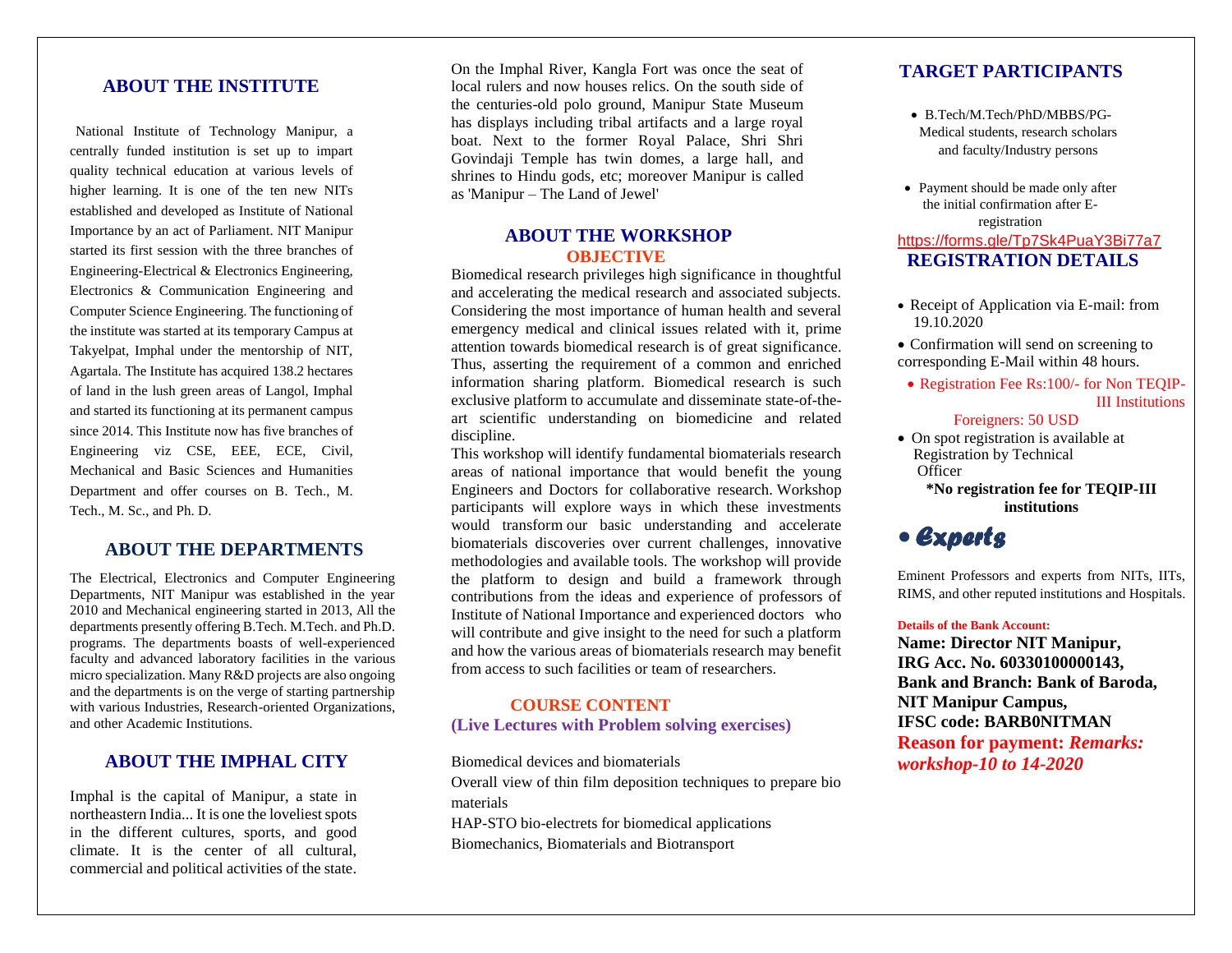## ABOUT THE INSTITUTE

National Institute of Technology Manipur, a centrally funded institution is set up to impart quality technical education at various levels of higher learning. It is one of the ten new NITs established and developed as Institute of National Importance by an act of Parliament. NIT Manipur started its first session with the three branches of Engineering-Electrical & Electronics Engineering, Electronics & Communication Engineering and Computer Science Engineering. The functioning of the institute was started at its temporary Campus at Takyelpat, Imphal under the mentorship of NIT, Agartala. The Institute has acquired 138.2 hectares of land in the lush green areas of Langol, Imphal and started its functioning at its permanent campus since 2014. This Institute now has five branches of Engineering viz CSE, EEE, ECE, Civil, Mechanical and Basic Sciences and Humanities Department and offer courses on B. Tech., M. Tech., M. Sc., and Ph. D.

## ABOUT THE DEPARTMENTS

The Electrical, Electronics and Computer Engineering Departments, NIT Manipur was established in the year 2010 and Mechanical engineering started in 2013, All the departments presently offering B.Tech. M.Tech. and Ph.D. programs. The departments boasts of well-experienced faculty and advanced laboratory facilities in the various micro specialization. Many R&D projects are also ongoing and the departments is on the verge of starting partnership with various Industries, Research-oriented Organizations, and other Academic Institutions.

## ABOUT THE IMPHAL CITY

Imphal is the capital of Manipur, a state in northeastern India... It is one the loveliest spots in the different cultures, sports, and good climate. It is the center of all cultural, commercial and political activities of the state. On the Imphal River, Kangla Fort was once the seat of local rulers and now houses relics. On the south side of the centuries-old polo ground, Manipur State Museum has displays including tribal artifacts and a large royal boat. Next to the former Royal Palace, Shri Shri Govindaji Temple has twin domes, a large hall, and shrines to Hindu gods, etc; moreover Manipur is called as 'Manipur – The Land of Jewel'

## ABOUT THE WORKSHOP

### OBJECTIVE

Biomedical research privileges high significance in thoughtful and accelerating the medical research and associated subjects. Considering the most importance of human health and several emergency medical and clinical issues related with it, prime attention towards biomedical research is of great significance. Thus, asserting the requirement of a common and enriched information sharing platform. Biomedical research is such exclusive platform to accumulate and disseminate state-of-the-art scientific understanding on biomedicine and related discipline.

This workshop will identify fundamental biomaterials research areas of national importance that would benefit the young Engineers and Doctors for collaborative research. Workshop participants will explore ways in which these investments would transform our basic understanding and accelerate biomaterials discoveries over current challenges, innovative methodologies and available tools. The workshop will provide the platform to design and build a framework through contributions from the ideas and experience of professors of Institute of National Importance and experienced doctors who will contribute and give insight to the need for such a platform and how the various areas of biomaterials research may benefit from access to such facilities or team of researchers.

### COURSE CONTENT

**(Live Lectures with Problem solving exercises)**

Biomedical devices and biomaterials

Overall view of thin film deposition techniques to prepare bio materials

HAP-STO bio-electrets for biomedical applications

Biomechanics, Biomaterials and Biotransport

## TARGET PARTICIPANTS

- B.Tech/M.Tech/PhD/MBBS/PG-Medical students, research scholars and faculty/Industry persons
- Payment should be made only after the initial confirmation after E-registration

https://forms.gle/Tp7Sk4PuaY3Bi77a7

## REGISTRATION DETAILS

- Receipt of Application via E-mail: from 19.10.2020
- Confirmation will send on screening to corresponding E-Mail within 48 hours.
- Registration Fee Rs:100/- for Non TEQIP-III Institutions

  Foreigners: 50 USD
- On spot registration is available at Registration by Technical Officer

**\*No registration fee for TEQIP-III institutions**

## • *Experts*

Eminent Professors and experts from NITs, IITs, RIMS, and other reputed institutions and Hospitals.

**Details of the Bank Account:**

**Name: Director NIT Manipur,**
**IRG Acc. No. 60330100000143,**
**Bank and Branch: Bank of Baroda,**
**NIT Manipur Campus,**
**IFSC code: BARB0NITMAN**
**Reason for payment:** ***Remarks: workshop-10 to 14-2020***